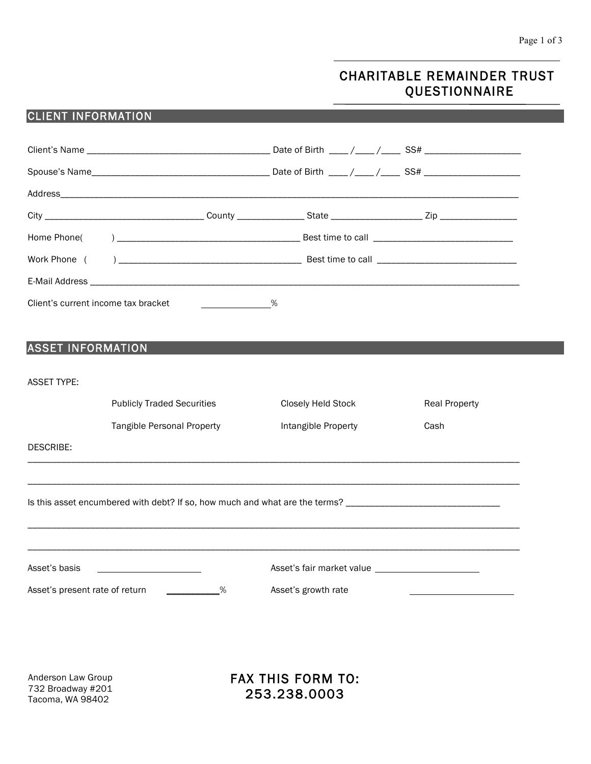# CHARITABLE REMAINDER TRUST QUESTIONNAIRE

## CLIENT INFORMATION

Client's Name ______________________________________ Date of Birth ____ /____ /____ SS# ____________________

Spouse's Name______________________________________ Date of Birth ____ /____ /____ SS# ____________________

Address______________________________________________________________________________________________

City _________________________________ County ______________ State ___________________ Zip ________________

Home Phone( ) ______________________________________ Best time to call ______________________________

Work Phone ( ) ______________________________________ Best time to call ______________________________

E-Mail Address _______________________________________________________________________________________

Client's current income tax bracket ______________%

## ASSET INFORMATION

ASSET TYPE:

| Publicly Traded Securities | Closely Held Stock | Real Property |
|---|---|---|
| Tangible Personal Property | Intangible Property | Cash |

DESCRIBE:

_____________________________________________________________________________________________________________

_____________________________________________________________________________________________________________

Is this asset encumbered with debt? If so, how much and what are the terms? _________________________________

_____________________________________________________________________________________________________________

_____________________________________________________________________________________________________________

Asset's basis ______________________ Asset's fair market value ______________________

Asset's present rate of return ___________% Asset's growth rate ______________________

Anderson Law Group
732 Broadway #201
Tacoma, WA 98402

**FAX THIS FORM TO:**
**253.238.0003**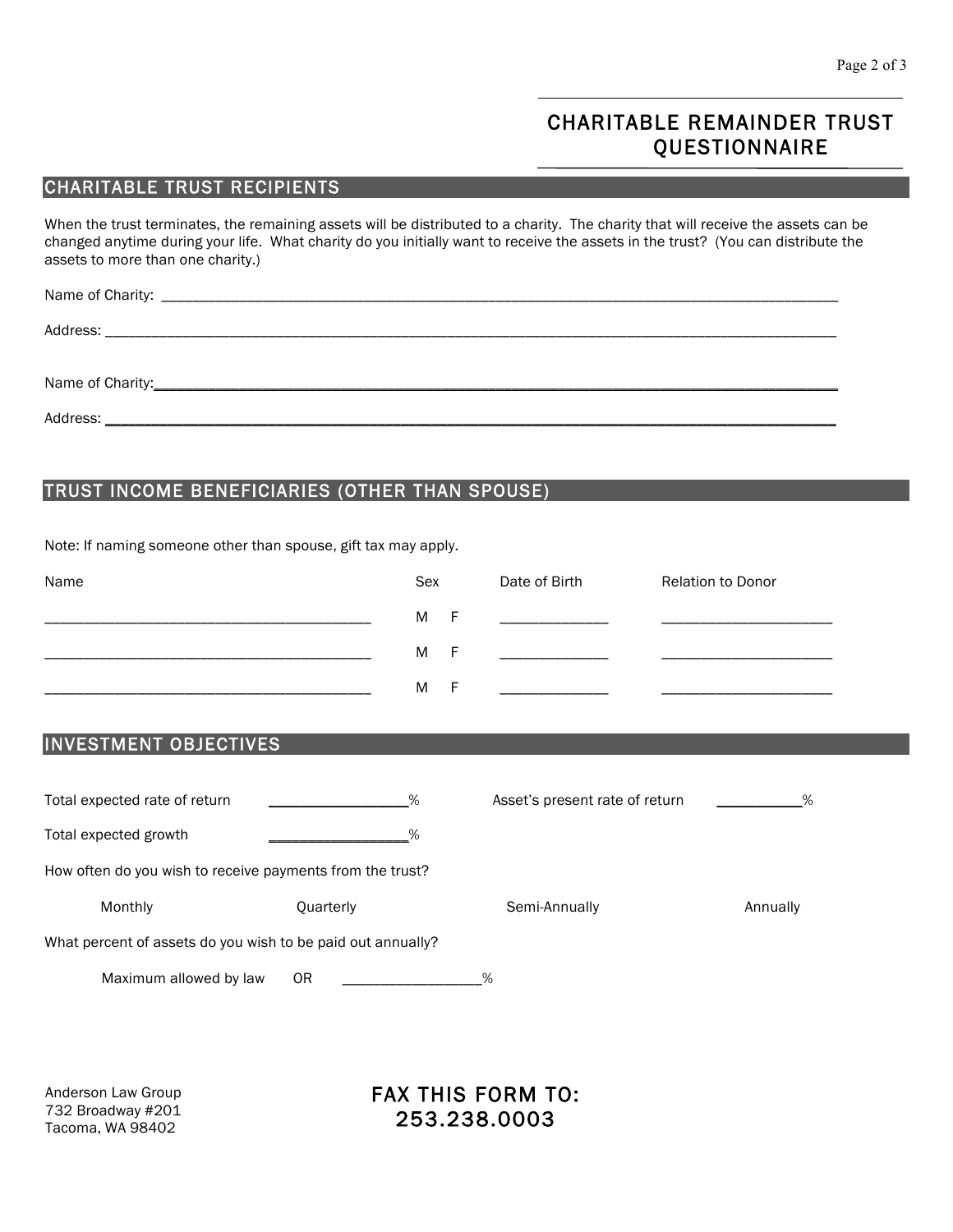# CHARITABLE REMAINDER TRUST QUESTIONNAIRE

## CHARITABLE TRUST RECIPIENTS

When the trust terminates, the remaining assets will be distributed to a charity. The charity that will receive the assets can be changed anytime during your life. What charity do you initially want to receive the assets in the trust? (You can distribute the assets to more than one charity.)

Name of Charity: ___________________________________________________________________________

Address: ___________________________________________________________________________

Name of Charity: ___________________________________________________________________________

Address: ___________________________________________________________________________

## TRUST INCOME BENEFICIARIES (OTHER THAN SPOUSE)

Note: If naming someone other than spouse, gift tax may apply.

| Name | Sex | Date of Birth | Relation to Donor |
|---|---|---|---|
| ______________________________________ | M F | ______________ | ______________________ |
| ______________________________________ | M F | ______________ | ______________________ |
| ______________________________________ | M F | ______________ | ______________________ |

## INVESTMENT OBJECTIVES

Total expected rate of return ________________% Asset's present rate of return __________%

Total expected growth ________________%

How often do you wish to receive payments from the trust?

Monthly Quarterly Semi-Annually Annually

What percent of assets do you wish to be paid out annually?

Maximum allowed by law OR ________________%

Anderson Law Group
732 Broadway #201
Tacoma, WA 98402

**FAX THIS FORM TO: 253.238.0003**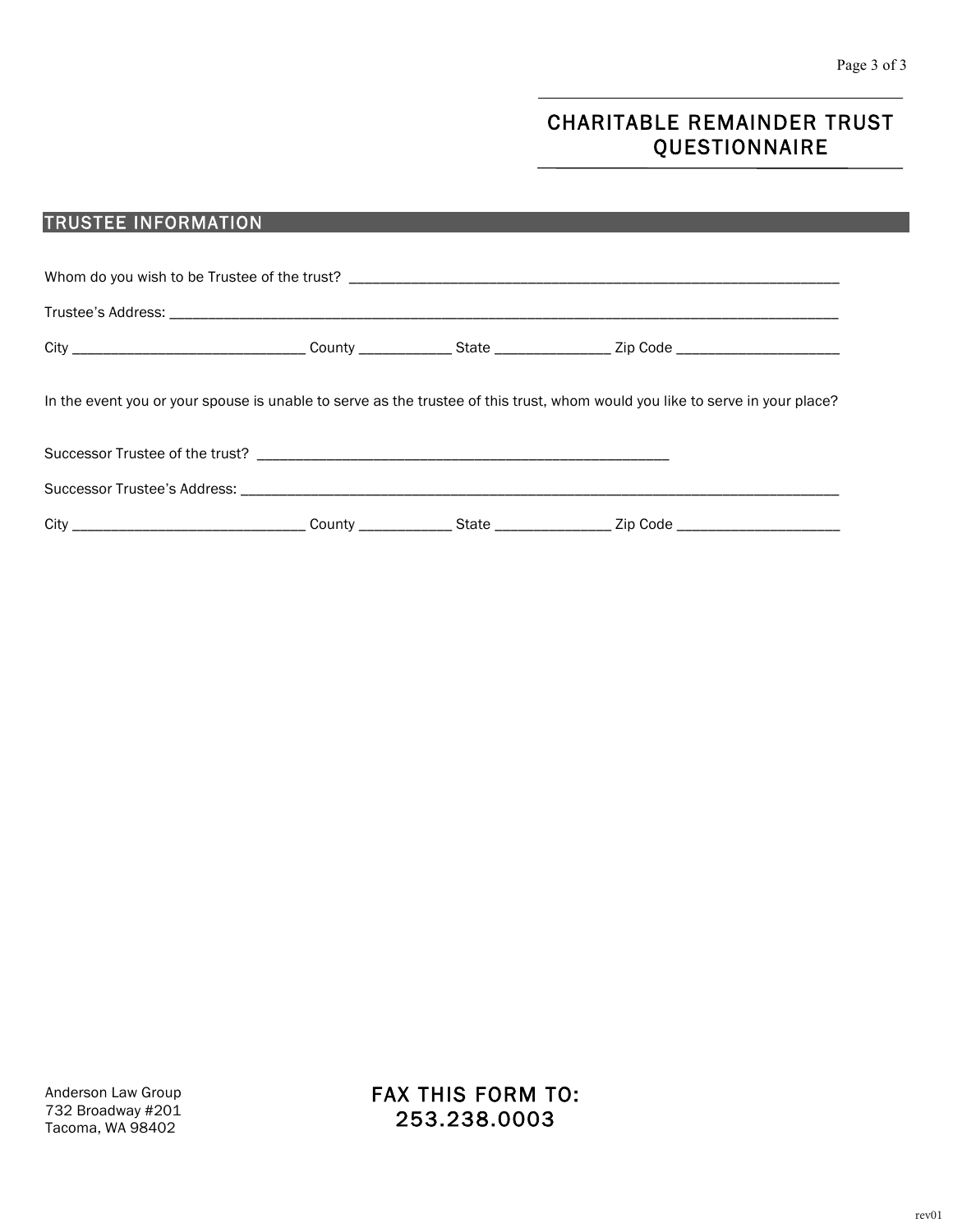# CHARITABLE REMAINDER TRUST QUESTIONNAIRE

## TRUSTEE INFORMATION

Whom do you wish to be Trustee of the trust? ____________________________________________________________

Trustee's Address: ______________________________________________________________________________

City ____________________________ County ___________ State ______________ Zip Code ____________________

In the event you or your spouse is unable to serve as the trustee of this trust, whom would you like to serve in your place?

Successor Trustee of the trust? ______________________________________________________

Successor Trustee's Address: _________________________________________________________________________

City ____________________________ County ___________ State ______________ Zip Code ____________________

Anderson Law Group
732 Broadway #201
Tacoma, WA 98402

FAX THIS FORM TO:
253.238.0003

rev01